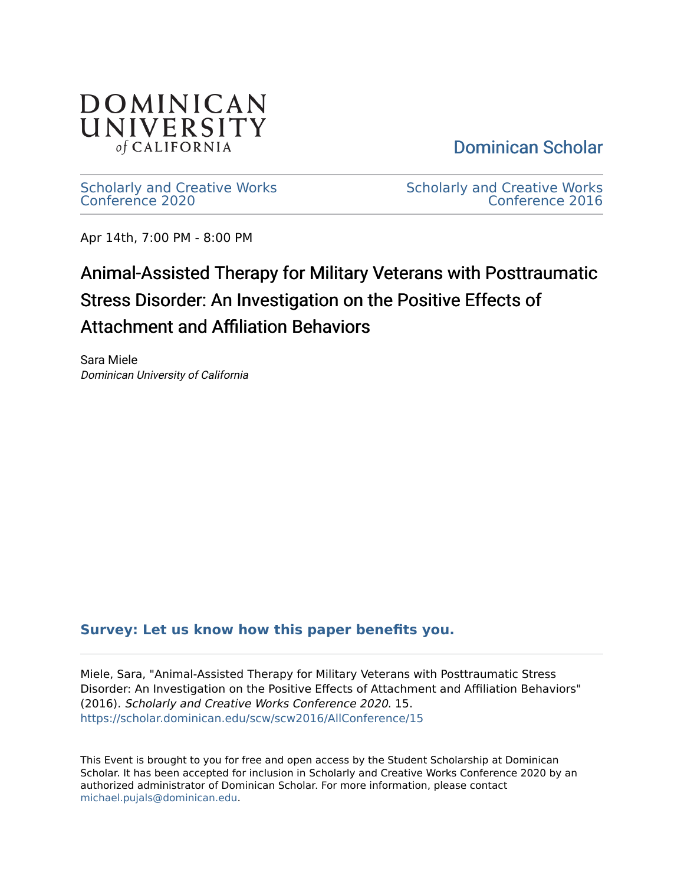DOMINICAN UNIVERSITY of CALIFORNIA

Dominican Scholar

Scholarly and Creative Works Conference 2020

Scholarly and Creative Works Conference 2016

Apr 14th, 7:00 PM - 8:00 PM

# Animal-Assisted Therapy for Military Veterans with Posttraumatic Stress Disorder: An Investigation on the Positive Effects of Attachment and Affiliation Behaviors

Sara Miele
*Dominican University of California*

**Survey: Let us know how this paper benefits you.**

Miele, Sara, "Animal-Assisted Therapy for Military Veterans with Posttraumatic Stress Disorder: An Investigation on the Positive Effects of Attachment and Affiliation Behaviors" (2016). *Scholarly and Creative Works Conference 2020.* 15.
https://scholar.dominican.edu/scw/scw2016/AllConference/15

This Event is brought to you for free and open access by the Student Scholarship at Dominican Scholar. It has been accepted for inclusion in Scholarly and Creative Works Conference 2020 by an authorized administrator of Dominican Scholar. For more information, please contact michael.pujals@dominican.edu.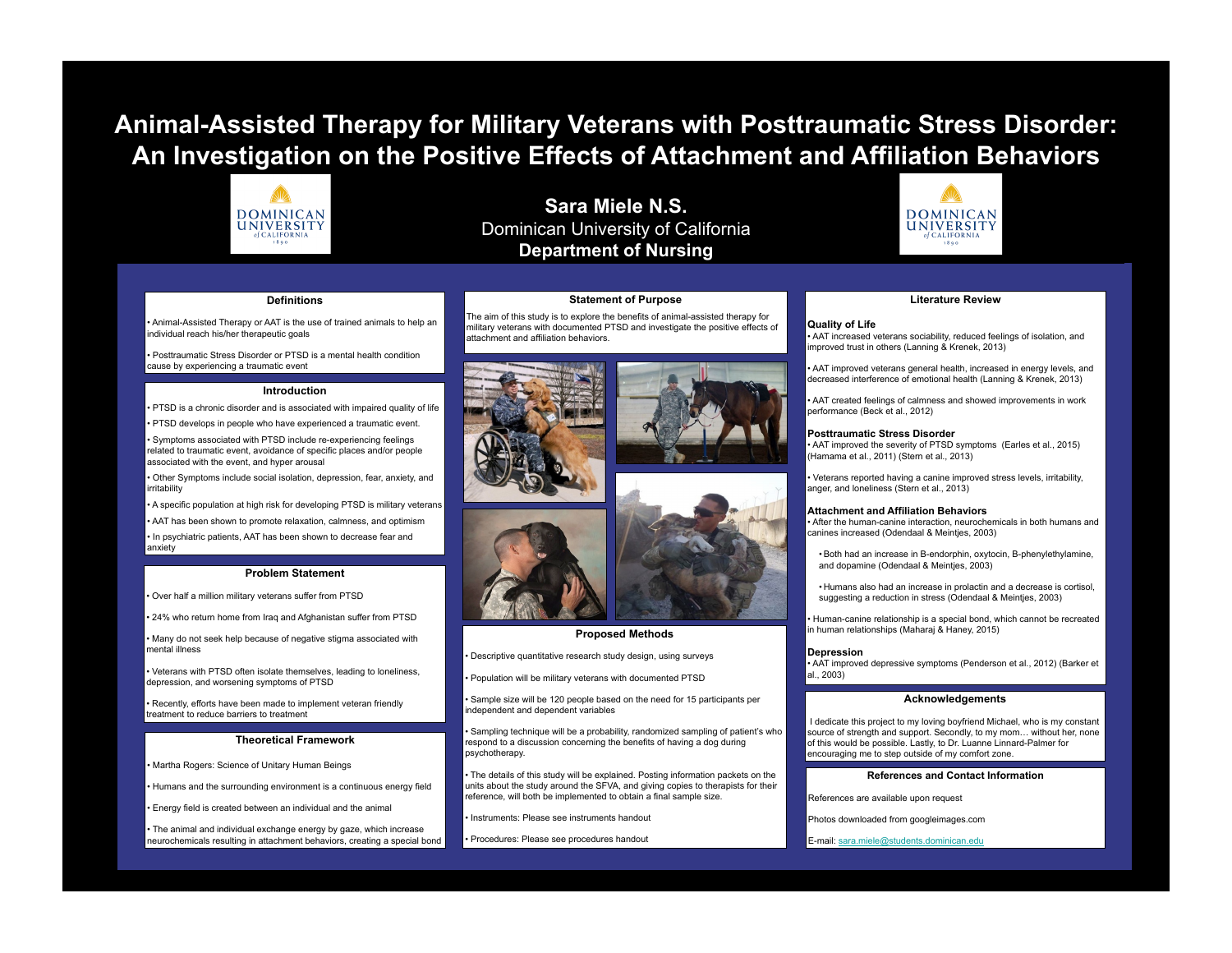# Animal-Assisted Therapy for Military Veterans with Posttraumatic Stress Disorder: An Investigation on the Positive Effects of Attachment and Affiliation Behaviors

**Sara Miele N.S.**
Dominican University of California
**Department of Nursing**

## Definitions

- Animal-Assisted Therapy or AAT is the use of trained animals to help an individual reach his/her therapeutic goals
- Posttraumatic Stress Disorder or PTSD is a mental health condition cause by experiencing a traumatic event

## Introduction

- PTSD is a chronic disorder and is associated with impaired quality of life
- PTSD develops in people who have experienced a traumatic event.
- Symptoms associated with PTSD include re-experiencing feelings related to traumatic event, avoidance of specific places and/or people associated with the event, and hyper arousal
- Other Symptoms include social isolation, depression, fear, anxiety, and irritability
- A specific population at high risk for developing PTSD is military veterans
- AAT has been shown to promote relaxation, calmness, and optimism
- In psychiatric patients, AAT has been shown to decrease fear and anxiety

## Problem Statement

- Over half a million military veterans suffer from PTSD
- 24% who return home from Iraq and Afghanistan suffer from PTSD
- Many do not seek help because of negative stigma associated with mental illness
- Veterans with PTSD often isolate themselves, leading to loneliness, depression, and worsening symptoms of PTSD
- Recently, efforts have been made to implement veteran friendly treatment to reduce barriers to treatment

## Theoretical Framework

- Martha Rogers: Science of Unitary Human Beings
- Humans and the surrounding environment is a continuous energy field
- Energy field is created between an individual and the animal
- The animal and individual exchange energy by gaze, which increase neurochemicals resulting in attachment behaviors, creating a special bond

## Statement of Purpose

The aim of this study is to explore the benefits of animal-assisted therapy for military veterans with documented PTSD and investigate the positive effects of attachment and affiliation behaviors.

## Proposed Methods

- Descriptive quantitative research study design, using surveys
- Population will be military veterans with documented PTSD
- Sample size will be 120 people based on the need for 15 participants per independent and dependent variables
- Sampling technique will be a probability, randomized sampling of patient's who respond to a discussion concerning the benefits of having a dog during psychotherapy.
- The details of this study will be explained. Posting information packets on the units about the study around the SFVA, and giving copies to therapists for their reference, will both be implemented to obtain a final sample size.
- Instruments: Please see instruments handout
- Procedures: Please see procedures handout

## Literature Review

### Quality of Life

- AAT increased veterans sociability, reduced feelings of isolation, and improved trust in others (Lanning & Krenek, 2013)
- AAT improved veterans general health, increased in energy levels, and decreased interference of emotional health (Lanning & Krenek, 2013)
- AAT created feelings of calmness and showed improvements in work performance (Beck et al., 2012)

### Posttraumatic Stress Disorder

- AAT improved the severity of PTSD symptoms (Earles et al., 2015) (Hamama et al., 2011) (Stern et al., 2013)
- Veterans reported having a canine improved stress levels, irritability, anger, and loneliness (Stern et al., 2013)

### Attachment and Affiliation Behaviors

- After the human-canine interaction, neurochemicals in both humans and canines increased (Odendaal & Meintjes, 2003)
  - Both had an increase in B-endorphin, oxytocin, B-phenylethylamine, and dopamine (Odendaal & Meintjes, 2003)
  - Humans also had an increase in prolactin and a decrease is cortisol, suggesting a reduction in stress (Odendaal & Meintjes, 2003)
- Human-canine relationship is a special bond, which cannot be recreated in human relationships (Maharaj & Haney, 2015)

### Depression

- AAT improved depressive symptoms (Penderson et al., 2012) (Barker et al., 2003)

## Acknowledgements

I dedicate this project to my loving boyfriend Michael, who is my constant source of strength and support. Secondly, to my mom… without her, none of this would be possible. Lastly, to Dr. Luanne Linnard-Palmer for encouraging me to step outside of my comfort zone.

## References and Contact Information

References are available upon request

Photos downloaded from googleimages.com

E-mail: sara.miele@students.dominican.edu